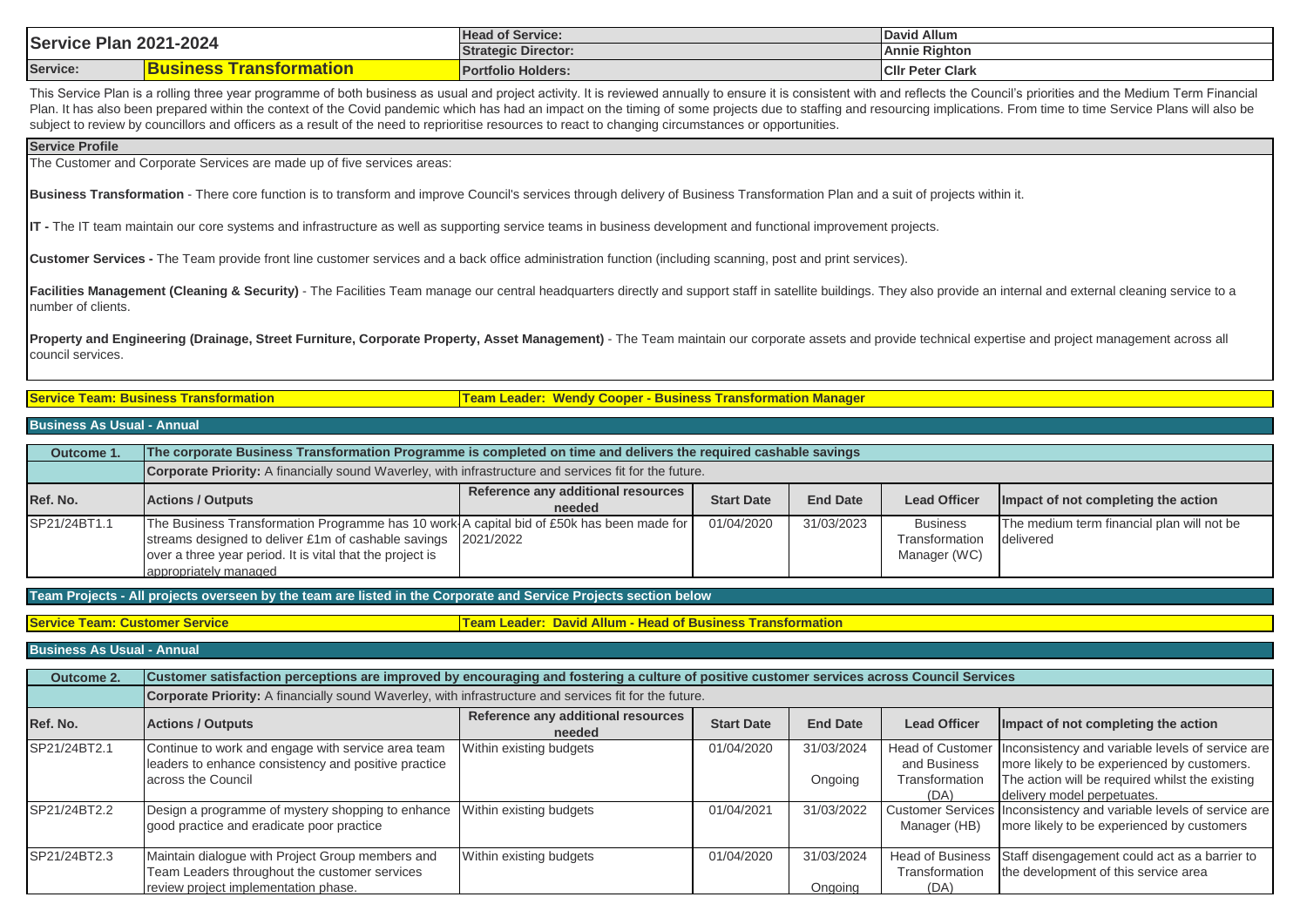| Service Plan 2021-2024 | | Head of Service: | David Allum |
|---|---|---|---|
| | | Strategic Director: | Annie Righton |
| Service: | Business Transformation | Portfolio Holders: | Cllr Peter Clark |

This Service Plan is a rolling three year programme of both business as usual and project activity. It is reviewed annually to ensure it is consistent with and reflects the Council's priorities and the Medium Term Financial Plan. It has also been prepared within the context of the Covid pandemic which has had an impact on the timing of some projects due to staffing and resourcing implications. From time to time Service Plans will also be subject to review by councillors and officers as a result of the need to reprioritise resources to react to changing circumstances or opportunities.

## Service Profile

The Customer and Corporate Services are made up of five services areas:

**Business Transformation** - There core function is to transform and improve Council's services through delivery of Business Transformation Plan and a suit of projects within it.

**IT -** The IT team maintain our core systems and infrastructure as well as supporting service teams in business development and functional improvement projects.

**Customer Services -** The Team provide front line customer services and a back office administration function (including scanning, post and print services).

**Facilities Management (Cleaning & Security)** - The Facilities Team manage our central headquarters directly and support staff in satellite buildings. They also provide an internal and external cleaning service to a number of clients.

**Property and Engineering (Drainage, Street Furniture, Corporate Property, Asset Management)** - The Team maintain our corporate assets and provide technical expertise and project management across all council services.

**Service Team: Business Transformation** | **Team Leader: Wendy Cooper - Business Transformation Manager**

### Business As Usual - Annual

| Outcome 1. | The corporate Business Transformation Programme is completed on time and delivers the required cashable savings | | | | | |
|---|---|---|---|---|---|---|
| | **Corporate Priority:** A financially sound Waverley, with infrastructure and services fit for the future. | | | | | |
| **Ref. No.** | **Actions / Outputs** | **Reference any additional resources needed** | **Start Date** | **End Date** | **Lead Officer** | **Impact of not completing the action** |
| SP21/24BT1.1 | The Business Transformation Programme has 10 work streams designed to deliver £1m of cashable savings over a three year period. It is vital that the project is appropriately managed | A capital bid of £50k has been made for 2021/2022 | 01/04/2020 | 31/03/2023 | Business Transformation Manager (WC) | The medium term financial plan will not be delivered |

**Team Projects - All projects overseen by the team are listed in the Corporate and Service Projects section below**

**Service Team: Customer Service** | **Team Leader: David Allum - Head of Business Transformation**

### Business As Usual - Annual

| Outcome 2. | Customer satisfaction perceptions are improved by encouraging and fostering a culture of positive customer services across Council Services | | | | | |
|---|---|---|---|---|---|---|
| | **Corporate Priority:** A financially sound Waverley, with infrastructure and services fit for the future. | | | | | |
| **Ref. No.** | **Actions / Outputs** | **Reference any additional resources needed** | **Start Date** | **End Date** | **Lead Officer** | **Impact of not completing the action** |
| SP21/24BT2.1 | Continue to work and engage with service area team leaders to enhance consistency and positive practice across the Council | Within existing budgets | 01/04/2020 | 31/03/2024 Ongoing | Head of Customer and Business Transformation (DA) | Inconsistency and variable levels of service are more likely to be experienced by customers. The action will be required whilst the existing delivery model perpetuates. |
| SP21/24BT2.2 | Design a programme of mystery shopping to enhance good practice and eradicate poor practice | Within existing budgets | 01/04/2021 | 31/03/2022 | Customer Services Manager (HB) | Inconsistency and variable levels of service are more likely to be experienced by customers |
| SP21/24BT2.3 | Maintain dialogue with Project Group members and Team Leaders throughout the customer services review project implementation phase. | Within existing budgets | 01/04/2020 | 31/03/2024 Ongoing | Head of Business Transformation (DA) | Staff disengagement could act as a barrier to the development of this service area |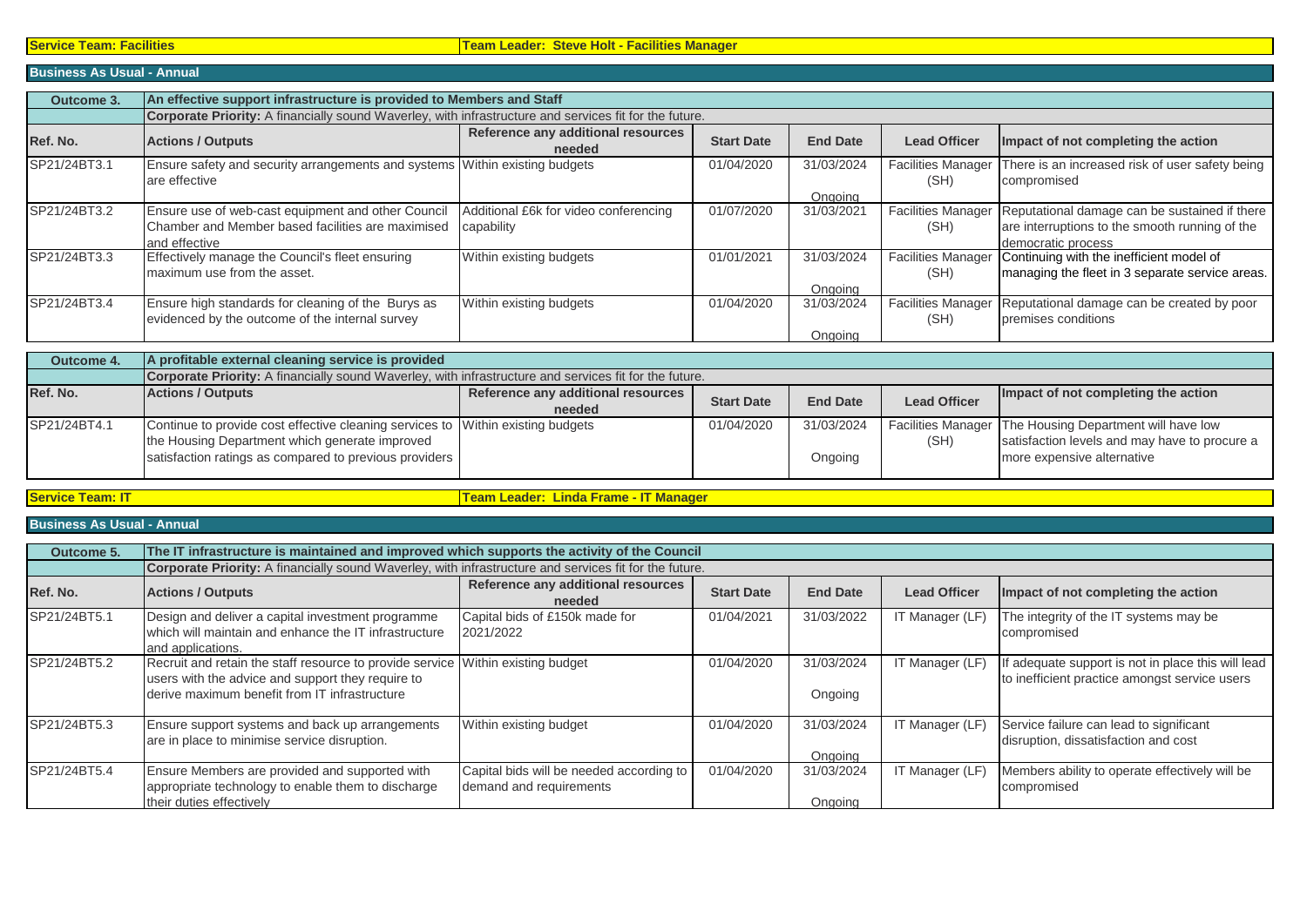**Service Team: Facilities** | **Team Leader: Steve Holt - Facilities Manager**

**Business As Usual - Annual**

| Outcome 3. | An effective support infrastructure is provided to Members and Staff | | | | | |
|---|---|---|---|---|---|---|
| | **Corporate Priority:** A financially sound Waverley, with infrastructure and services fit for the future. | | | | | |
| **Ref. No.** | **Actions / Outputs** | **Reference any additional resources needed** | **Start Date** | **End Date** | **Lead Officer** | **Impact of not completing the action** |
| SP21/24BT3.1 | Ensure safety and security arrangements and systems are effective | Within existing budgets | 01/04/2020 | 31/03/2024 Ongoing | Facilities Manager (SH) | There is an increased risk of user safety being compromised |
| SP21/24BT3.2 | Ensure use of web-cast equipment and other Council Chamber and Member based facilities are maximised and effective | Additional £6k for video conferencing capability | 01/07/2020 | 31/03/2021 | Facilities Manager (SH) | Reputational damage can be sustained if there are interruptions to the smooth running of the democratic process |
| SP21/24BT3.3 | Effectively manage the Council's fleet ensuring maximum use from the asset. | Within existing budgets | 01/01/2021 | 31/03/2024 Ongoing | Facilities Manager (SH) | Continuing with the inefficient model of managing the fleet in 3 separate service areas. |
| SP21/24BT3.4 | Ensure high standards for cleaning of the Burys as evidenced by the outcome of the internal survey | Within existing budgets | 01/04/2020 | 31/03/2024 Ongoing | Facilities Manager (SH) | Reputational damage can be created by poor premises conditions |

| Outcome 4. | A profitable external cleaning service is provided | | | | | |
|---|---|---|---|---|---|---|
| | **Corporate Priority:** A financially sound Waverley, with infrastructure and services fit for the future. | | | | | |
| **Ref. No.** | **Actions / Outputs** | **Reference any additional resources needed** | **Start Date** | **End Date** | **Lead Officer** | **Impact of not completing the action** |
| SP21/24BT4.1 | Continue to provide cost effective cleaning services to the Housing Department which generate improved satisfaction ratings as compared to previous providers | Within existing budgets | 01/04/2020 | 31/03/2024 Ongoing | Facilities Manager (SH) | The Housing Department will have low satisfaction levels and may have to procure a more expensive alternative |

**Service Team: IT** | **Team Leader: Linda Frame - IT Manager**

**Business As Usual - Annual**

| Outcome 5. | The IT infrastructure is maintained and improved which supports the activity of the Council | | | | | |
|---|---|---|---|---|---|---|
| | **Corporate Priority:** A financially sound Waverley, with infrastructure and services fit for the future. | | | | | |
| **Ref. No.** | **Actions / Outputs** | **Reference any additional resources needed** | **Start Date** | **End Date** | **Lead Officer** | **Impact of not completing the action** |
| SP21/24BT5.1 | Design and deliver a capital investment programme which will maintain and enhance the IT infrastructure and applications. | Capital bids of £150k made for 2021/2022 | 01/04/2021 | 31/03/2022 | IT Manager (LF) | The integrity of the IT systems may be compromised |
| SP21/24BT5.2 | Recruit and retain the staff resource to provide service users with the advice and support they require to derive maximum benefit from IT infrastructure | Within existing budget | 01/04/2020 | 31/03/2024 Ongoing | IT Manager (LF) | If adequate support is not in place this will lead to inefficient practice amongst service users |
| SP21/24BT5.3 | Ensure support systems and back up arrangements are in place to minimise service disruption. | Within existing budget | 01/04/2020 | 31/03/2024 Ongoing | IT Manager (LF) | Service failure can lead to significant disruption, dissatisfaction and cost |
| SP21/24BT5.4 | Ensure Members are provided and supported with appropriate technology to enable them to discharge their duties effectively | Capital bids will be needed according to demand and requirements | 01/04/2020 | 31/03/2024 Ongoing | IT Manager (LF) | Members ability to operate effectively will be compromised |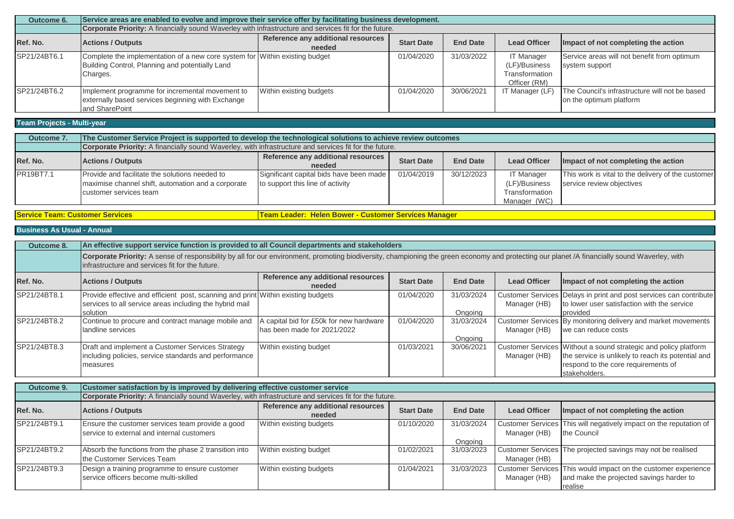| Outcome 6. | Service areas are enabled to evolve and improve their service offer by facilitating business development. | | | | | |
|---|---|---|---|---|---|---|
| | **Corporate Priority:** A financially sound Waverley with infrastructure and services fit for the future. | | | | | |
| **Ref. No.** | **Actions / Outputs** | **Reference any additional resources needed** | **Start Date** | **End Date** | **Lead Officer** | **Impact of not completing the action** |
| SP21/24BT6.1 | Complete the implementation of a new core system for Building Control, Planning and potentially Land Charges. | Within existing budget | 01/04/2020 | 31/03/2022 | IT Manager (LF)/Business Transformation Officer (RM) | Service areas will not benefit from optimum system support |
| SP21/24BT6.2 | Implement programme for incremental movement to externally based services beginning with Exchange and SharePoint | Within existing budgets | 01/04/2020 | 30/06/2021 | IT Manager (LF) | The Council's infrastructure will not be based on the optimum platform |

## Team Projects - Multi-year

| Outcome 7. | The Customer Service Project is supported to develop the technological solutions to achieve review outcomes | | | | | |
|---|---|---|---|---|---|---|
| | **Corporate Priority:** A financially sound Waverley, with infrastructure and services fit for the future. | | | | | |
| **Ref. No.** | **Actions / Outputs** | **Reference any additional resources needed** | **Start Date** | **End Date** | **Lead Officer** | **Impact of not completing the action** |
| PR19BT7.1 | Provide and facilitate the solutions needed to maximise channel shift, automation and a corporate customer services team | Significant capital bids have been made to support this line of activity | 01/04/2019 | 30/12/2023 | IT Manager (LF)/Business Transformation Manager (WC) | This work is vital to the delivery of the customer service review objectives |

**Service Team: Customer Services** | **Team Leader: Helen Bower - Customer Services Manager**

## Business As Usual - Annual

| Outcome 8. | An effective support service function is provided to all Council departments and stakeholders | | | | | |
|---|---|---|---|---|---|---|
| | **Corporate Priority:** A sense of responsibility by all for our environment, promoting biodiversity, championing the green economy and protecting our planet /A financially sound Waverley, with infrastructure and services fit for the future. | | | | | |
| **Ref. No.** | **Actions / Outputs** | **Reference any additional resources needed** | **Start Date** | **End Date** | **Lead Officer** | **Impact of not completing the action** |
| SP21/24BT8.1 | Provide effective and efficient post, scanning and print services to all service areas including the hybrid mail solution | Within existing budgets | 01/04/2020 | 31/03/2024 Ongoing | Customer Services Manager (HB) | Delays in print and post services can contribute to lower user satisfaction with the service provided |
| SP21/24BT8.2 | Continue to procure and contract manage mobile and landline services | A capital bid for £50k for new hardware has been made for 2021/2022 | 01/04/2020 | 31/03/2024 Ongoing | Customer Services Manager (HB) | By monitoring delivery and market movements we can reduce costs |
| SP21/24BT8.3 | Draft and implement a Customer Services Strategy including policies, service standards and performance measures | Within existing budget | 01/03/2021 | 30/06/2021 | Customer Services Manager (HB) | Without a sound strategic and policy platform the service is unlikely to reach its potential and respond to the core requirements of stakeholders. |

| Outcome 9. | Customer satisfaction by is improved by delivering effective customer service | | | | | |
|---|---|---|---|---|---|---|
| | **Corporate Priority:** A financially sound Waverley, with infrastructure and services fit for the future. | | | | | |
| **Ref. No.** | **Actions / Outputs** | **Reference any additional resources needed** | **Start Date** | **End Date** | **Lead Officer** | **Impact of not completing the action** |
| SP21/24BT9.1 | Ensure the customer services team provide a good service to external and internal customers | Within existing budgets | 01/10/2020 | 31/03/2024 Ongoing | Customer Services Manager (HB) | This will negatively impact on the reputation of the Council |
| SP21/24BT9.2 | Absorb the functions from the phase 2 transition into the Customer Services Team | Within existing budget | 01/02/2021 | 31/03/2023 | Customer Services Manager (HB) | The projected savings may not be realised |
| SP21/24BT9.3 | Design a training programme to ensure customer service officers become multi-skilled | Within existing budgets | 01/04/2021 | 31/03/2023 | Customer Services Manager (HB) | This would impact on the customer experience and make the projected savings harder to realise |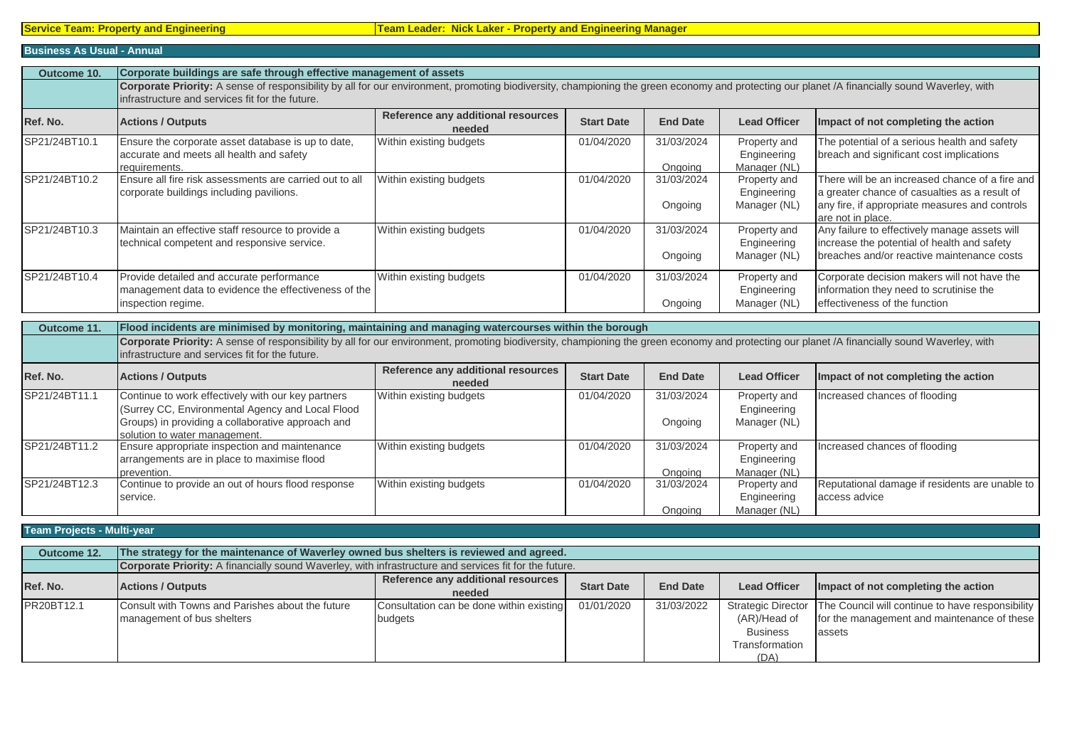**Service Team: Property and Engineering** | **Team Leader: Nick Laker - Property and Engineering Manager**

## Business As Usual - Annual

| Outcome 10. | Corporate buildings are safe through effective management of assets | | | | | |
|---|---|---|---|---|---|---|
| | **Corporate Priority:** A sense of responsibility by all for our environment, promoting biodiversity, championing the green economy and protecting our planet /A financially sound Waverley, with infrastructure and services fit for the future. | | | | | |
| **Ref. No.** | **Actions / Outputs** | **Reference any additional resources needed** | **Start Date** | **End Date** | **Lead Officer** | **Impact of not completing the action** |
| SP21/24BT10.1 | Ensure the corporate asset database is up to date, accurate and meets all health and safety requirements. | Within existing budgets | 01/04/2020 | 31/03/2024 Ongoing | Property and Engineering Manager (NL) | The potential of a serious health and safety breach and significant cost implications |
| SP21/24BT10.2 | Ensure all fire risk assessments are carried out to all corporate buildings including pavilions. | Within existing budgets | 01/04/2020 | 31/03/2024 Ongoing | Property and Engineering Manager (NL) | There will be an increased chance of a fire and a greater chance of casualties as a result of any fire, if appropriate measures and controls are not in place. |
| SP21/24BT10.3 | Maintain an effective staff resource to provide a technical competent and responsive service. | Within existing budgets | 01/04/2020 | 31/03/2024 Ongoing | Property and Engineering Manager (NL) | Any failure to effectively manage assets will increase the potential of health and safety breaches and/or reactive maintenance costs |
| SP21/24BT10.4 | Provide detailed and accurate performance management data to evidence the effectiveness of the inspection regime. | Within existing budgets | 01/04/2020 | 31/03/2024 Ongoing | Property and Engineering Manager (NL) | Corporate decision makers will not have the information they need to scrutinise the effectiveness of the function |

| Outcome 11. | Flood incidents are minimised by monitoring, maintaining and managing watercourses within the borough | | | | | |
|---|---|---|---|---|---|---|
| | **Corporate Priority:** A sense of responsibility by all for our environment, promoting biodiversity, championing the green economy and protecting our planet /A financially sound Waverley, with infrastructure and services fit for the future. | | | | | |
| **Ref. No.** | **Actions / Outputs** | **Reference any additional resources needed** | **Start Date** | **End Date** | **Lead Officer** | **Impact of not completing the action** |
| SP21/24BT11.1 | Continue to work effectively with our key partners (Surrey CC, Environmental Agency and Local Flood Groups) in providing a collaborative approach and solution to water management. | Within existing budgets | 01/04/2020 | 31/03/2024 Ongoing | Property and Engineering Manager (NL) | Increased chances of flooding |
| SP21/24BT11.2 | Ensure appropriate inspection and maintenance arrangements are in place to maximise flood prevention. | Within existing budgets | 01/04/2020 | 31/03/2024 Ongoing | Property and Engineering Manager (NL) | Increased chances of flooding |
| SP21/24BT12.3 | Continue to provide an out of hours flood response service. | Within existing budgets | 01/04/2020 | 31/03/2024 Ongoing | Property and Engineering Manager (NL) | Reputational damage if residents are unable to access advice |

## Team Projects - Multi-year

| Outcome 12. | The strategy for the maintenance of Waverley owned bus shelters is reviewed and agreed. | | | | | |
|---|---|---|---|---|---|---|
| | **Corporate Priority:** A financially sound Waverley, with infrastructure and services fit for the future. | | | | | |
| **Ref. No.** | **Actions / Outputs** | **Reference any additional resources needed** | **Start Date** | **End Date** | **Lead Officer** | **Impact of not completing the action** |
| PR20BT12.1 | Consult with Towns and Parishes about the future management of bus shelters | Consultation can be done within existing budgets | 01/01/2020 | 31/03/2022 | Strategic Director (AR)/Head of Business Transformation (DA) | The Council will continue to have responsibility for the management and maintenance of these assets |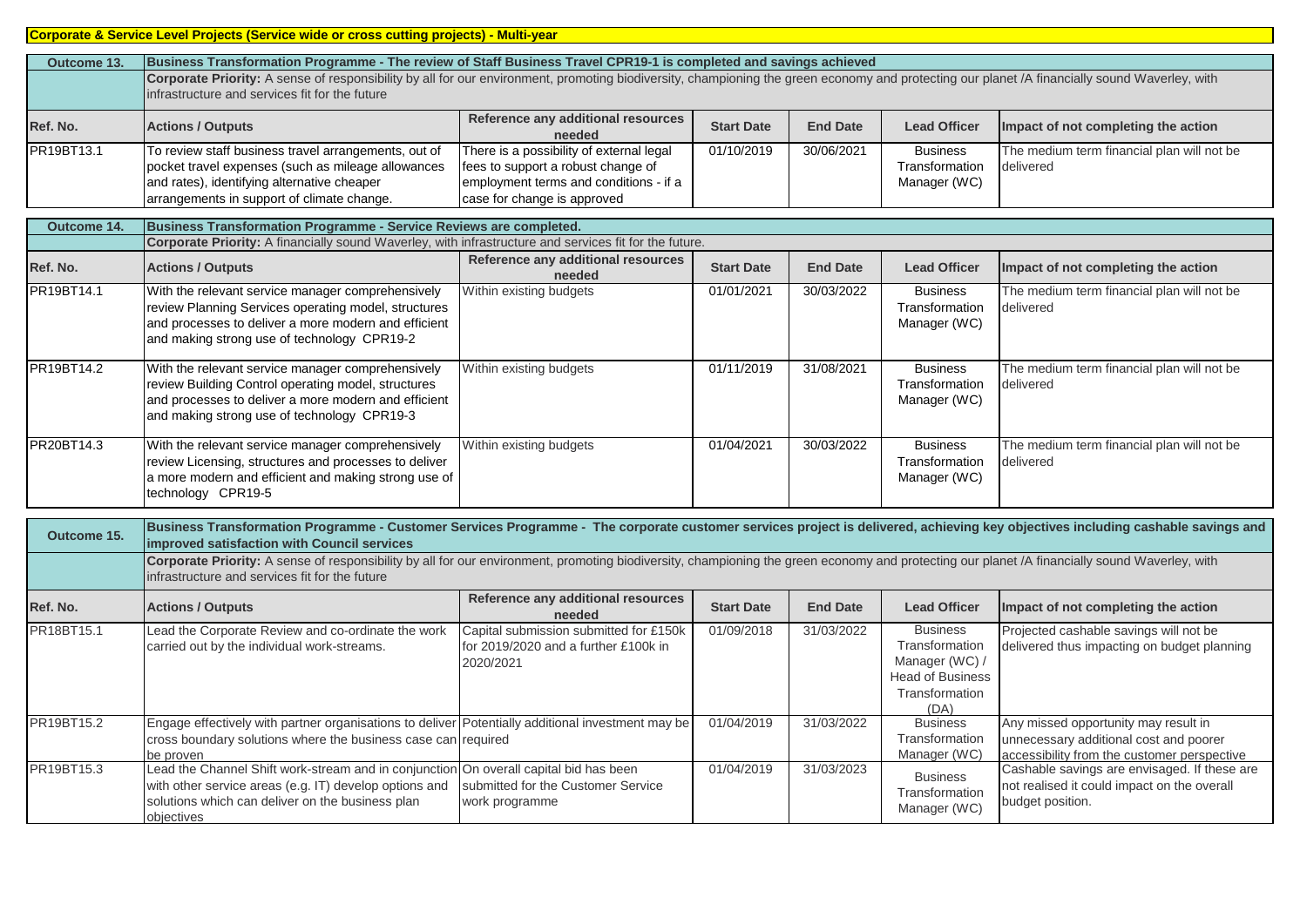**Corporate & Service Level Projects (Service wide or cross cutting projects) - Multi-year**

| Outcome 13. | Business Transformation Programme - The review of Staff Business Travel CPR19-1 is completed and savings achieved | | | | | |
|---|---|---|---|---|---|---|
| | **Corporate Priority:** A sense of responsibility by all for our environment, promoting biodiversity, championing the green economy and protecting our planet /A financially sound Waverley, with infrastructure and services fit for the future | | | | | |
| **Ref. No.** | **Actions / Outputs** | **Reference any additional resources needed** | **Start Date** | **End Date** | **Lead Officer** | **Impact of not completing the action** |
| PR19BT13.1 | To review staff business travel arrangements, out of pocket travel expenses (such as mileage allowances and rates), identifying alternative cheaper arrangements in support of climate change. | There is a possibility of external legal fees to support a robust change of employment terms and conditions - if a case for change is approved | 01/10/2019 | 30/06/2021 | Business Transformation Manager (WC) | The medium term financial plan will not be delivered |

| Outcome 14. | Business Transformation Programme - Service Reviews are completed. | | | | | |
|---|---|---|---|---|---|---|
| | **Corporate Priority:** A financially sound Waverley, with infrastructure and services fit for the future. | | | | | |
| **Ref. No.** | **Actions / Outputs** | **Reference any additional resources needed** | **Start Date** | **End Date** | **Lead Officer** | **Impact of not completing the action** |
| PR19BT14.1 | With the relevant service manager comprehensively review Planning Services operating model, structures and processes to deliver a more modern and efficient and making strong use of technology CPR19-2 | Within existing budgets | 01/01/2021 | 30/03/2022 | Business Transformation Manager (WC) | The medium term financial plan will not be delivered |
| PR19BT14.2 | With the relevant service manager comprehensively review Building Control operating model, structures and processes to deliver a more modern and efficient and making strong use of technology CPR19-3 | Within existing budgets | 01/11/2019 | 31/08/2021 | Business Transformation Manager (WC) | The medium term financial plan will not be delivered |
| PR20BT14.3 | With the relevant service manager comprehensively review Licensing, structures and processes to deliver a more modern and efficient and making strong use of technology CPR19-5 | Within existing budgets | 01/04/2021 | 30/03/2022 | Business Transformation Manager (WC) | The medium term financial plan will not be delivered |

| Outcome 15. | Business Transformation Programme - Customer Services Programme - The corporate customer services project is delivered, achieving key objectives including cashable savings and improved satisfaction with Council services | | | | | |
|---|---|---|---|---|---|---|
| | **Corporate Priority:** A sense of responsibility by all for our environment, promoting biodiversity, championing the green economy and protecting our planet /A financially sound Waverley, with infrastructure and services fit for the future | | | | | |
| **Ref. No.** | **Actions / Outputs** | **Reference any additional resources needed** | **Start Date** | **End Date** | **Lead Officer** | **Impact of not completing the action** |
| PR18BT15.1 | Lead the Corporate Review and co-ordinate the work carried out by the individual work-streams. | Capital submission submitted for £150k for 2019/2020 and a further £100k in 2020/2021 | 01/09/2018 | 31/03/2022 | Business Transformation Manager (WC) / Head of Business Transformation (DA) | Projected cashable savings will not be delivered thus impacting on budget planning |
| PR19BT15.2 | Engage effectively with partner organisations to deliver cross boundary solutions where the business case can be proven | Potentially additional investment may be required | 01/04/2019 | 31/03/2022 | Business Transformation Manager (WC) | Any missed opportunity may result in unnecessary additional cost and poorer accessibility from the customer perspective |
| PR19BT15.3 | Lead the Channel Shift work-stream and in conjunction with other service areas (e.g. IT) develop options and solutions which can deliver on the business plan objectives | On overall capital bid has been submitted for the Customer Service work programme | 01/04/2019 | 31/03/2023 | Business Transformation Manager (WC) | Cashable savings are envisaged. If these are not realised it could impact on the overall budget position. |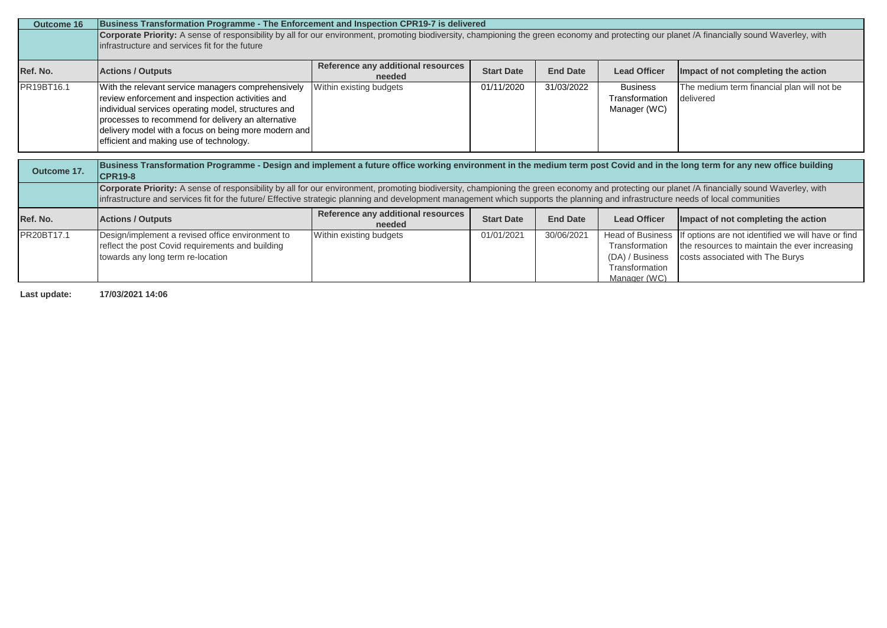| Outcome 16 | Business Transformation Programme - The Enforcement and Inspection CPR19-7 is delivered | | | | | |
|---|---|---|---|---|---|---|
| | **Corporate Priority:** A sense of responsibility by all for our environment, promoting biodiversity, championing the green economy and protecting our planet /A financially sound Waverley, with infrastructure and services fit for the future | | | | | |
| **Ref. No.** | **Actions / Outputs** | **Reference any additional resources needed** | **Start Date** | **End Date** | **Lead Officer** | **Impact of not completing the action** |
| PR19BT16.1 | With the relevant service managers comprehensively review enforcement and inspection activities and individual services operating model, structures and processes to recommend for delivery an alternative delivery model with a focus on being more modern and efficient and making use of technology. | Within existing budgets | 01/11/2020 | 31/03/2022 | Business Transformation Manager (WC) | The medium term financial plan will not be delivered |

| Outcome 17. | Business Transformation Programme - Design and implement a future office working environment in the medium term post Covid and in the long term for any new office building CPR19-8 | | | | | |
|---|---|---|---|---|---|---|
| | **Corporate Priority:** A sense of responsibility by all for our environment, promoting biodiversity, championing the green economy and protecting our planet /A financially sound Waverley, with infrastructure and services fit for the future/ Effective strategic planning and development management which supports the planning and infrastructure needs of local communities | | | | | |
| **Ref. No.** | **Actions / Outputs** | **Reference any additional resources needed** | **Start Date** | **End Date** | **Lead Officer** | **Impact of not completing the action** |
| PR20BT17.1 | Design/implement a revised office environment to reflect the post Covid requirements and building towards any long term re-location | Within existing budgets | 01/01/2021 | 30/06/2021 | Head of Business Transformation (DA) / Business Transformation Manager (WC) | If options are not identified we will have or find the resources to maintain the ever increasing costs associated with The Burys |

**Last update:** **17/03/2021 14:06**